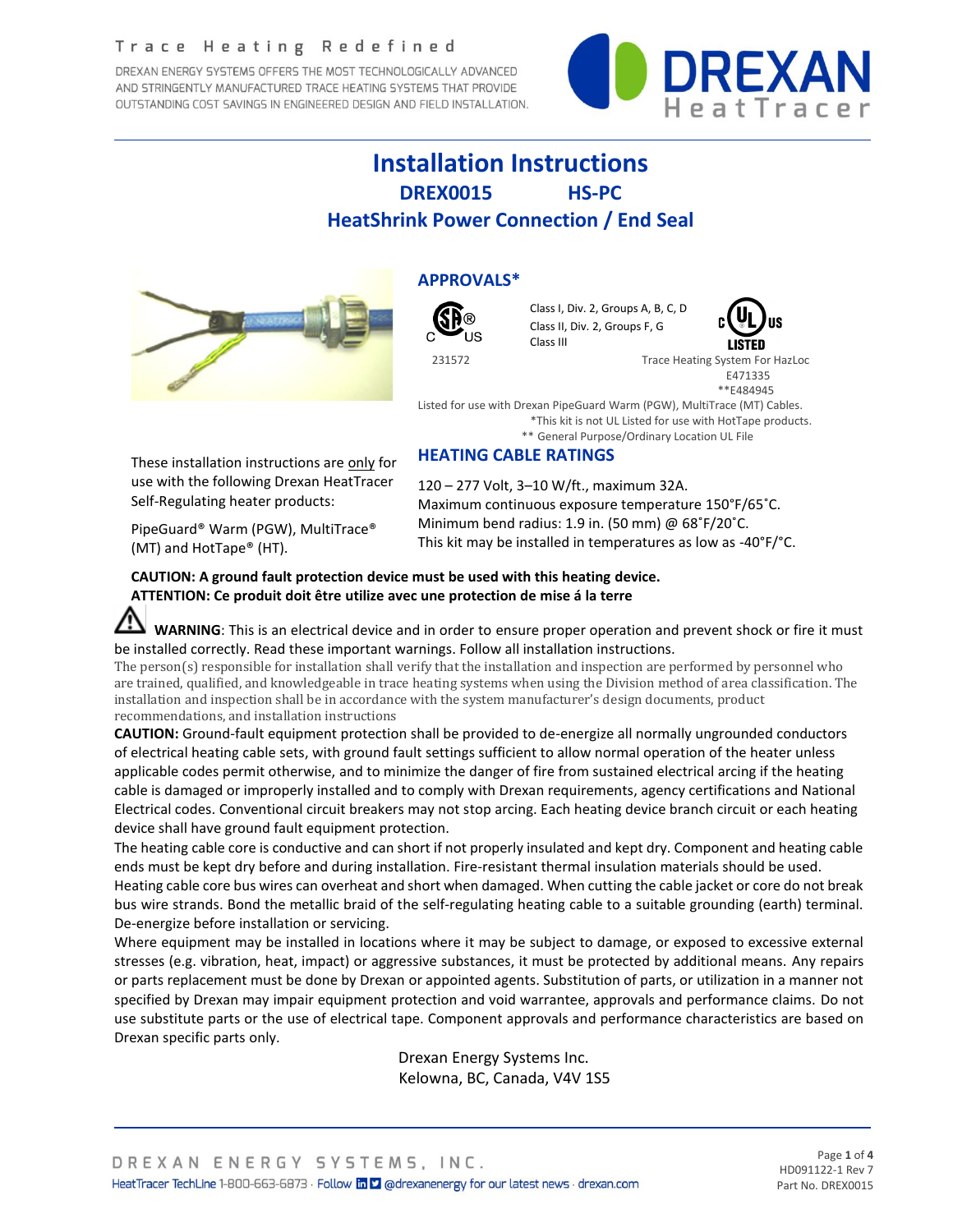Trace Heating Redefined

DREXAN ENERGY SYSTEMS OFFERS THE MOST TECHNOLOGICALLY ADVANCED AND STRINGENTLY MANUFACTURED TRACE HEATING SYSTEMS THAT PROVIDE OUTSTANDING COST SAVINGS IN ENGINEERED DESIGN AND FIELD INSTALLATION.

DREXAN HeatTracer

# Installation Instructions

## DREX0015 HS-PC

## HeatShrink Power Connection / End Seal

### APPROVALS*

CSA C US 231572

Class I, Div. 2, Groups A, B, C, D
Class II, Div. 2, Groups F, G
Class III

c UL us LISTED
Trace Heating System For HazLoc
E471335
**E484945

Listed for use with Drexan PipeGuard Warm (PGW), MultiTrace (MT) Cables.
*This kit is not UL Listed for use with HotTape products.
** General Purpose/Ordinary Location UL File

These installation instructions are only for use with the following Drexan HeatTracer Self-Regulating heater products:

PipeGuard® Warm (PGW), MultiTrace® (MT) and HotTape® (HT).

### HEATING CABLE RATINGS

120 – 277 Volt, 3–10 W/ft., maximum 32A.
Maximum continuous exposure temperature 150˚F/65˚C.
Minimum bend radius: 1.9 in. (50 mm) @ 68˚F/20˚C.
This kit may be installed in temperatures as low as -40°F/°C.

**CAUTION: A ground fault protection device must be used with this heating device.**
**ATTENTION: Ce produit doit être utilize avec une protection de mise á la terre**

⚠ **WARNING**: This is an electrical device and in order to ensure proper operation and prevent shock or fire it must be installed correctly. Read these important warnings. Follow all installation instructions.

The person(s) responsible for installation shall verify that the installation and inspection are performed by personnel who are trained, qualified, and knowledgeable in trace heating systems when using the Division method of area classification. The installation and inspection shall be in accordance with the system manufacturer's design documents, product recommendations, and installation instructions

**CAUTION:** Ground-fault equipment protection shall be provided to de-energize all normally ungrounded conductors of electrical heating cable sets, with ground fault settings sufficient to allow normal operation of the heater unless applicable codes permit otherwise, and to minimize the danger of fire from sustained electrical arcing if the heating cable is damaged or improperly installed and to comply with Drexan requirements, agency certifications and National Electrical codes. Conventional circuit breakers may not stop arcing. Each heating device branch circuit or each heating device shall have ground fault equipment protection.

The heating cable core is conductive and can short if not properly insulated and kept dry. Component and heating cable ends must be kept dry before and during installation. Fire-resistant thermal insulation materials should be used. Heating cable core bus wires can overheat and short when damaged. When cutting the cable jacket or core do not break bus wire strands. Bond the metallic braid of the self-regulating heating cable to a suitable grounding (earth) terminal. De-energize before installation or servicing.

Where equipment may be installed in locations where it may be subject to damage, or exposed to excessive external stresses (e.g. vibration, heat, impact) or aggressive substances, it must be protected by additional means. Any repairs or parts replacement must be done by Drexan or appointed agents. Substitution of parts, or utilization in a manner not specified by Drexan may impair equipment protection and void warrantee, approvals and performance claims. Do not use substitute parts or the use of electrical tape. Component approvals and performance characteristics are based on Drexan specific parts only.

Drexan Energy Systems Inc.
Kelowna, BC, Canada, V4V 1S5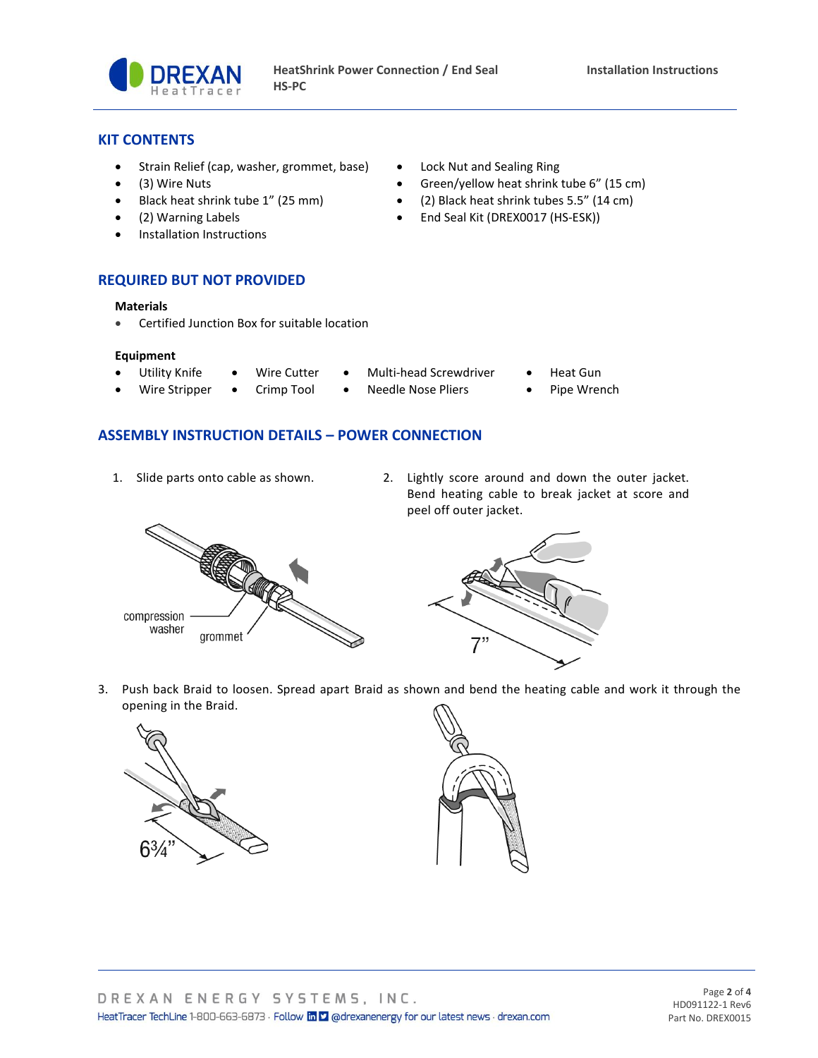## KIT CONTENTS

- Strain Relief (cap, washer, grommet, base)
- (3) Wire Nuts
- Black heat shrink tube 1" (25 mm)
- (2) Warning Labels
- Installation Instructions
- Lock Nut and Sealing Ring
- Green/yellow heat shrink tube 6" (15 cm)
- (2) Black heat shrink tubes 5.5" (14 cm)
- End Seal Kit (DREX0017 (HS-ESK))

## REQUIRED BUT NOT PROVIDED

**Materials**

- Certified Junction Box for suitable location

**Equipment**

- Utility Knife
- Wire Stripper
- Wire Cutter
- Crimp Tool
- Multi-head Screwdriver
- Needle Nose Pliers
- Heat Gun
- Pipe Wrench

## ASSEMBLY INSTRUCTION DETAILS – POWER CONNECTION

1. Slide parts onto cable as shown.

compression washer

grommet

2. Lightly score around and down the outer jacket. Bend heating cable to break jacket at score and peel off outer jacket.

7"

3. Push back Braid to loosen. Spread apart Braid as shown and bend the heating cable and work it through the opening in the Braid.

6¾"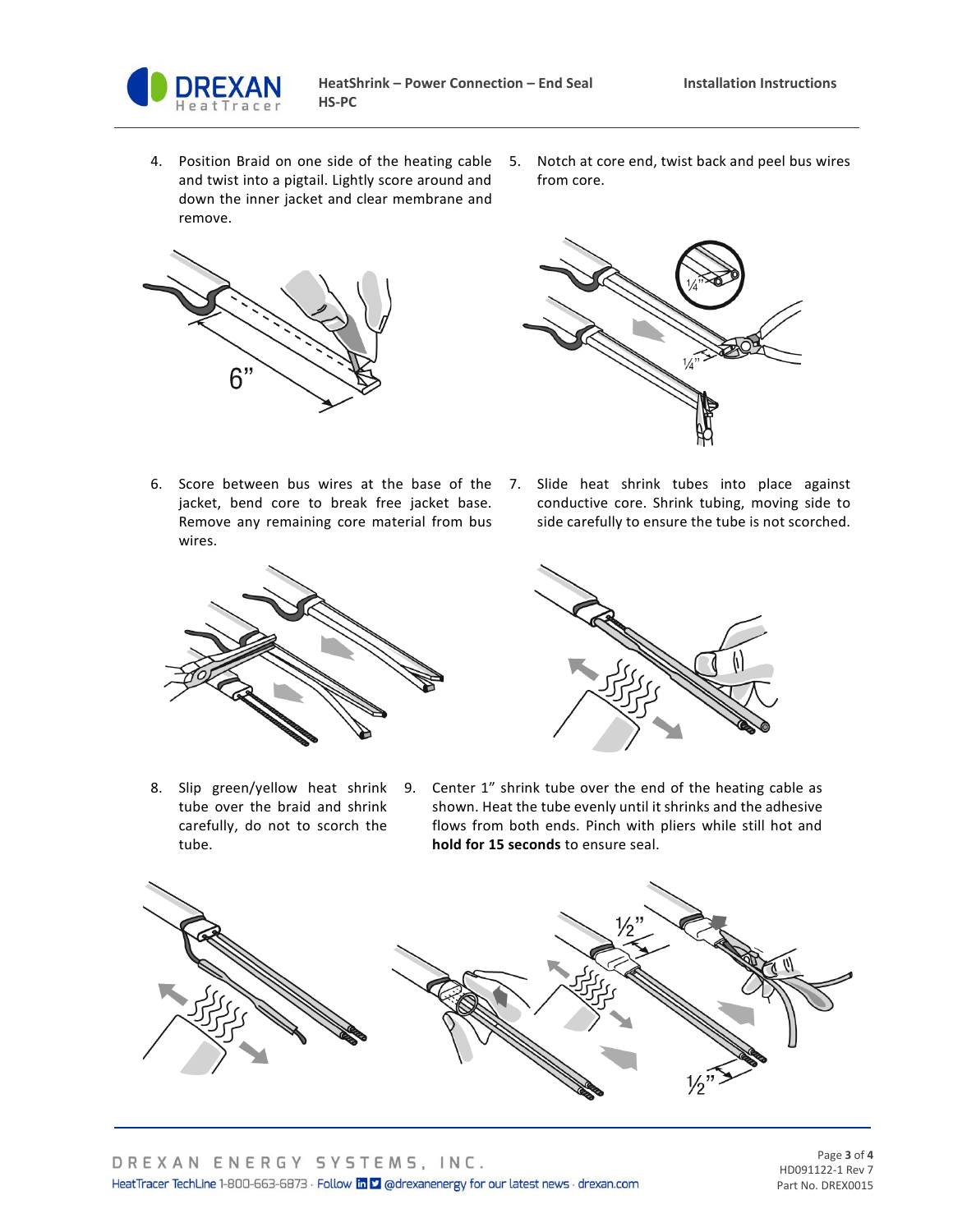4. Position Braid on one side of the heating cable and twist into a pigtail. Lightly score around and down the inner jacket and clear membrane and remove.

5. Notch at core end, twist back and peel bus wires from core.

6. Score between bus wires at the base of the jacket, bend core to break free jacket base. Remove any remaining core material from bus wires.

7. Slide heat shrink tubes into place against conductive core. Shrink tubing, moving side to side carefully to ensure the tube is not scorched.

8. Slip green/yellow heat shrink tube over the braid and shrink carefully, do not to scorch the tube.

9. Center 1" shrink tube over the end of the heating cable as shown. Heat the tube evenly until it shrinks and the adhesive flows from both ends. Pinch with pliers while still hot and **hold for 15 seconds** to ensure seal.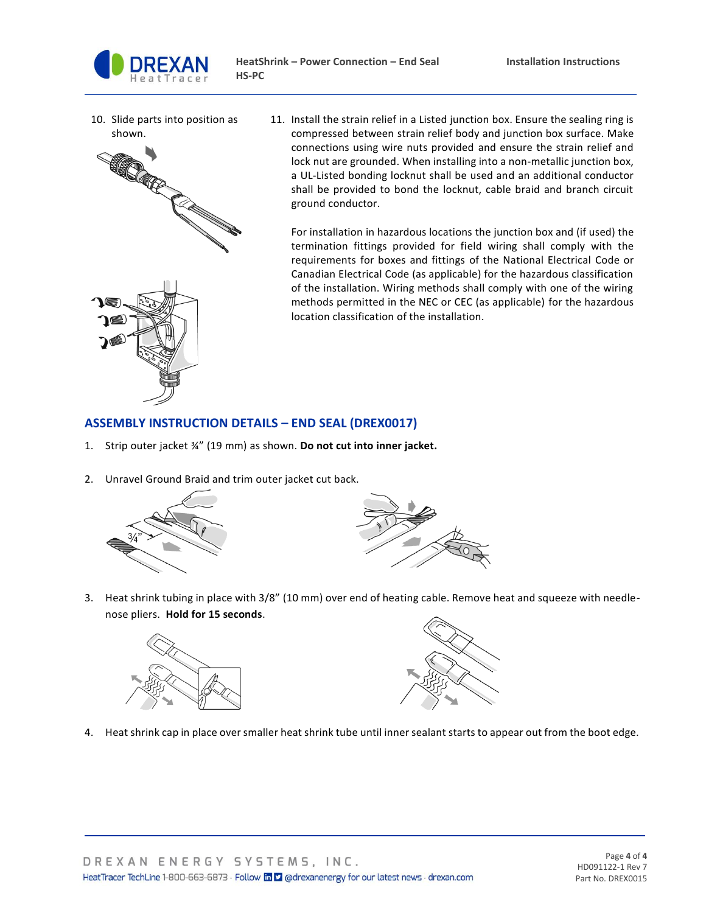10. Slide parts into position as shown.

11. Install the strain relief in a Listed junction box. Ensure the sealing ring is compressed between strain relief body and junction box surface. Make connections using wire nuts provided and ensure the strain relief and lock nut are grounded. When installing into a non-metallic junction box, a UL-Listed bonding locknut shall be used and an additional conductor shall be provided to bond the locknut, cable braid and branch circuit ground conductor.

    For installation in hazardous locations the junction box and (if used) the termination fittings provided for field wiring shall comply with the requirements for boxes and fittings of the National Electrical Code or Canadian Electrical Code (as applicable) for the hazardous classification of the installation. Wiring methods shall comply with one of the wiring methods permitted in the NEC or CEC (as applicable) for the hazardous location classification of the installation.

## ASSEMBLY INSTRUCTION DETAILS – END SEAL (DREX0017)

1. Strip outer jacket ¾" (19 mm) as shown. **Do not cut into inner jacket.**

2. Unravel Ground Braid and trim outer jacket cut back.

3. Heat shrink tubing in place with 3/8" (10 mm) over end of heating cable. Remove heat and squeeze with needle-nose pliers. **Hold for 15 seconds**.

4. Heat shrink cap in place over smaller heat shrink tube until inner sealant starts to appear out from the boot edge.